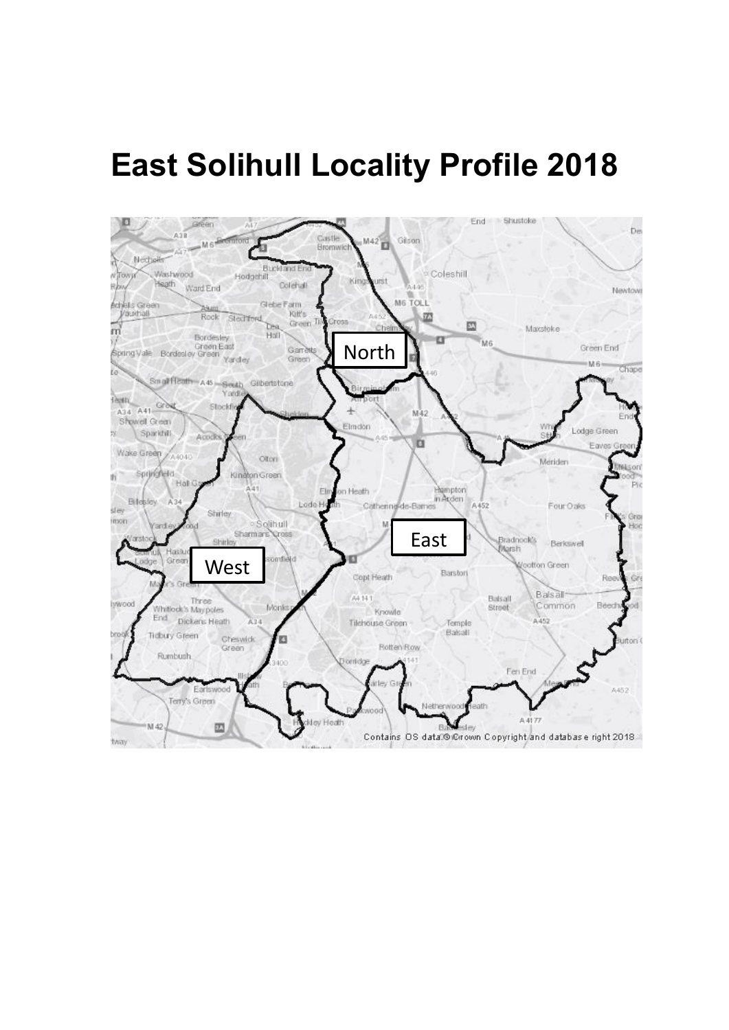# East Solihull Locality Profile 2018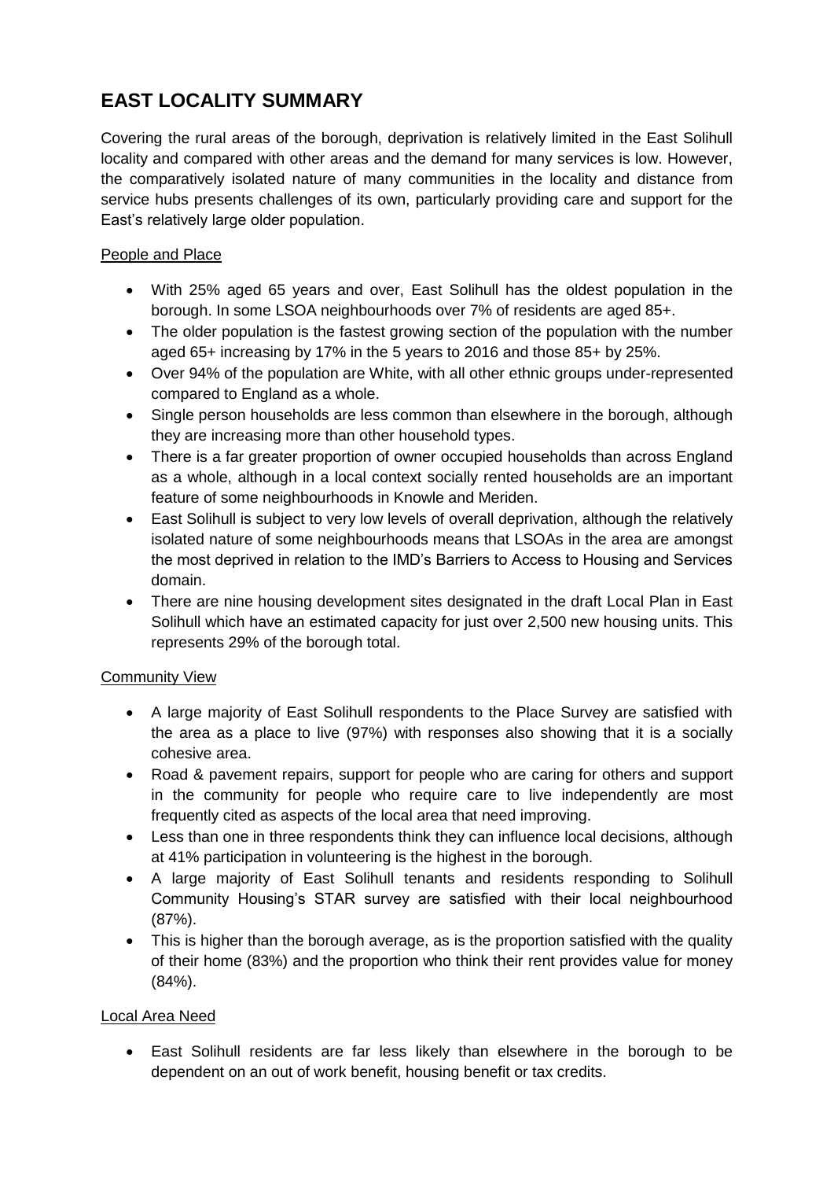# EAST LOCALITY SUMMARY

Covering the rural areas of the borough, deprivation is relatively limited in the East Solihull locality and compared with other areas and the demand for many services is low. However, the comparatively isolated nature of many communities in the locality and distance from service hubs presents challenges of its own, particularly providing care and support for the East's relatively large older population.

<u>People and Place</u>

- With 25% aged 65 years and over, East Solihull has the oldest population in the borough. In some LSOA neighbourhoods over 7% of residents are aged 85+.
- The older population is the fastest growing section of the population with the number aged 65+ increasing by 17% in the 5 years to 2016 and those 85+ by 25%.
- Over 94% of the population are White, with all other ethnic groups under-represented compared to England as a whole.
- Single person households are less common than elsewhere in the borough, although they are increasing more than other household types.
- There is a far greater proportion of owner occupied households than across England as a whole, although in a local context socially rented households are an important feature of some neighbourhoods in Knowle and Meriden.
- East Solihull is subject to very low levels of overall deprivation, although the relatively isolated nature of some neighbourhoods means that LSOAs in the area are amongst the most deprived in relation to the IMD's Barriers to Access to Housing and Services domain.
- There are nine housing development sites designated in the draft Local Plan in East Solihull which have an estimated capacity for just over 2,500 new housing units. This represents 29% of the borough total.

<u>Community View</u>

- A large majority of East Solihull respondents to the Place Survey are satisfied with the area as a place to live (97%) with responses also showing that it is a socially cohesive area.
- Road & pavement repairs, support for people who are caring for others and support in the community for people who require care to live independently are most frequently cited as aspects of the local area that need improving.
- Less than one in three respondents think they can influence local decisions, although at 41% participation in volunteering is the highest in the borough.
- A large majority of East Solihull tenants and residents responding to Solihull Community Housing's STAR survey are satisfied with their local neighbourhood (87%).
- This is higher than the borough average, as is the proportion satisfied with the quality of their home (83%) and the proportion who think their rent provides value for money (84%).

<u>Local Area Need</u>

- East Solihull residents are far less likely than elsewhere in the borough to be dependent on an out of work benefit, housing benefit or tax credits.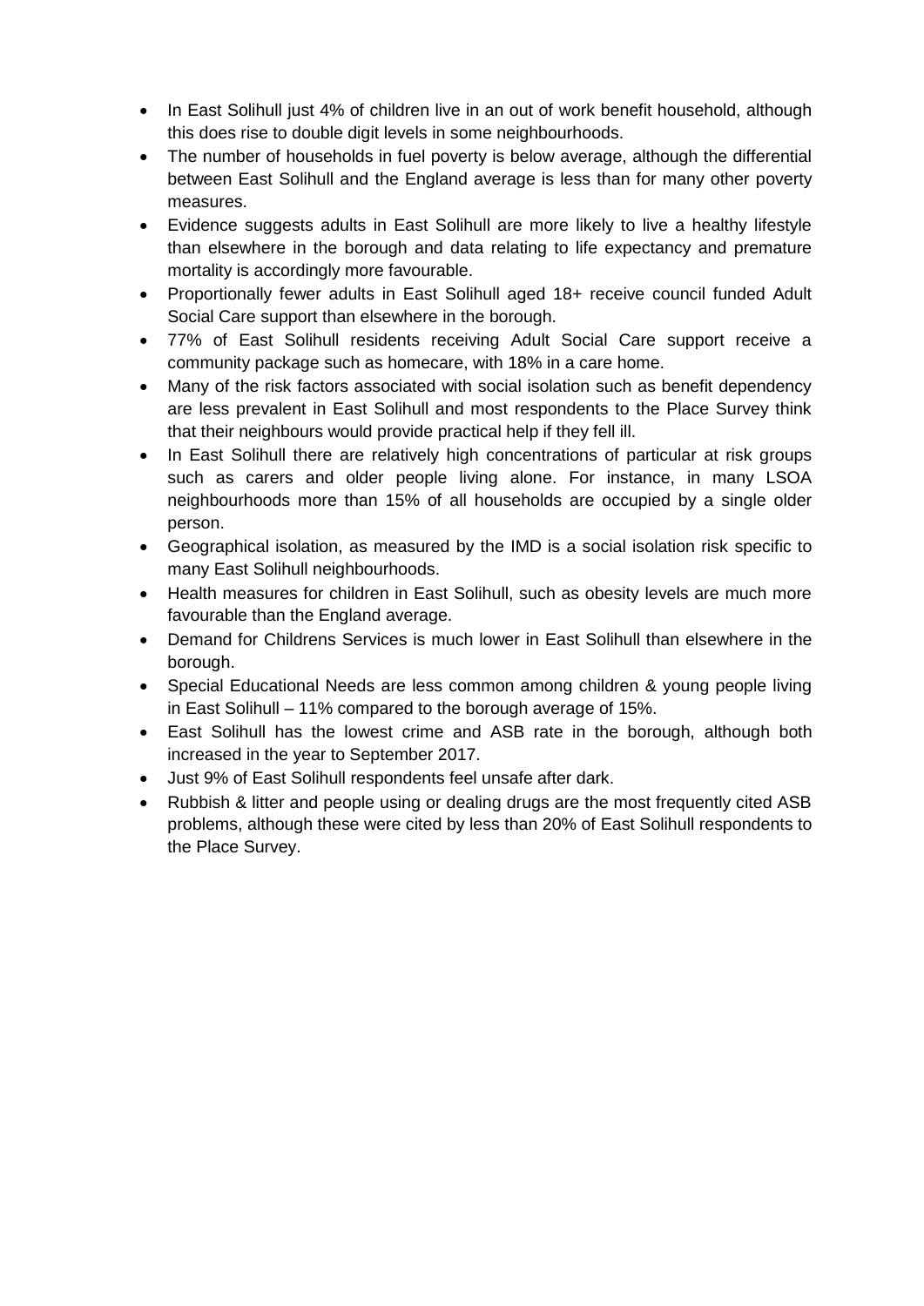- In East Solihull just 4% of children live in an out of work benefit household, although this does rise to double digit levels in some neighbourhoods.
- The number of households in fuel poverty is below average, although the differential between East Solihull and the England average is less than for many other poverty measures.
- Evidence suggests adults in East Solihull are more likely to live a healthy lifestyle than elsewhere in the borough and data relating to life expectancy and premature mortality is accordingly more favourable.
- Proportionally fewer adults in East Solihull aged 18+ receive council funded Adult Social Care support than elsewhere in the borough.
- 77% of East Solihull residents receiving Adult Social Care support receive a community package such as homecare, with 18% in a care home.
- Many of the risk factors associated with social isolation such as benefit dependency are less prevalent in East Solihull and most respondents to the Place Survey think that their neighbours would provide practical help if they fell ill.
- In East Solihull there are relatively high concentrations of particular at risk groups such as carers and older people living alone. For instance, in many LSOA neighbourhoods more than 15% of all households are occupied by a single older person.
- Geographical isolation, as measured by the IMD is a social isolation risk specific to many East Solihull neighbourhoods.
- Health measures for children in East Solihull, such as obesity levels are much more favourable than the England average.
- Demand for Childrens Services is much lower in East Solihull than elsewhere in the borough.
- Special Educational Needs are less common among children & young people living in East Solihull – 11% compared to the borough average of 15%.
- East Solihull has the lowest crime and ASB rate in the borough, although both increased in the year to September 2017.
- Just 9% of East Solihull respondents feel unsafe after dark.
- Rubbish & litter and people using or dealing drugs are the most frequently cited ASB problems, although these were cited by less than 20% of East Solihull respondents to the Place Survey.